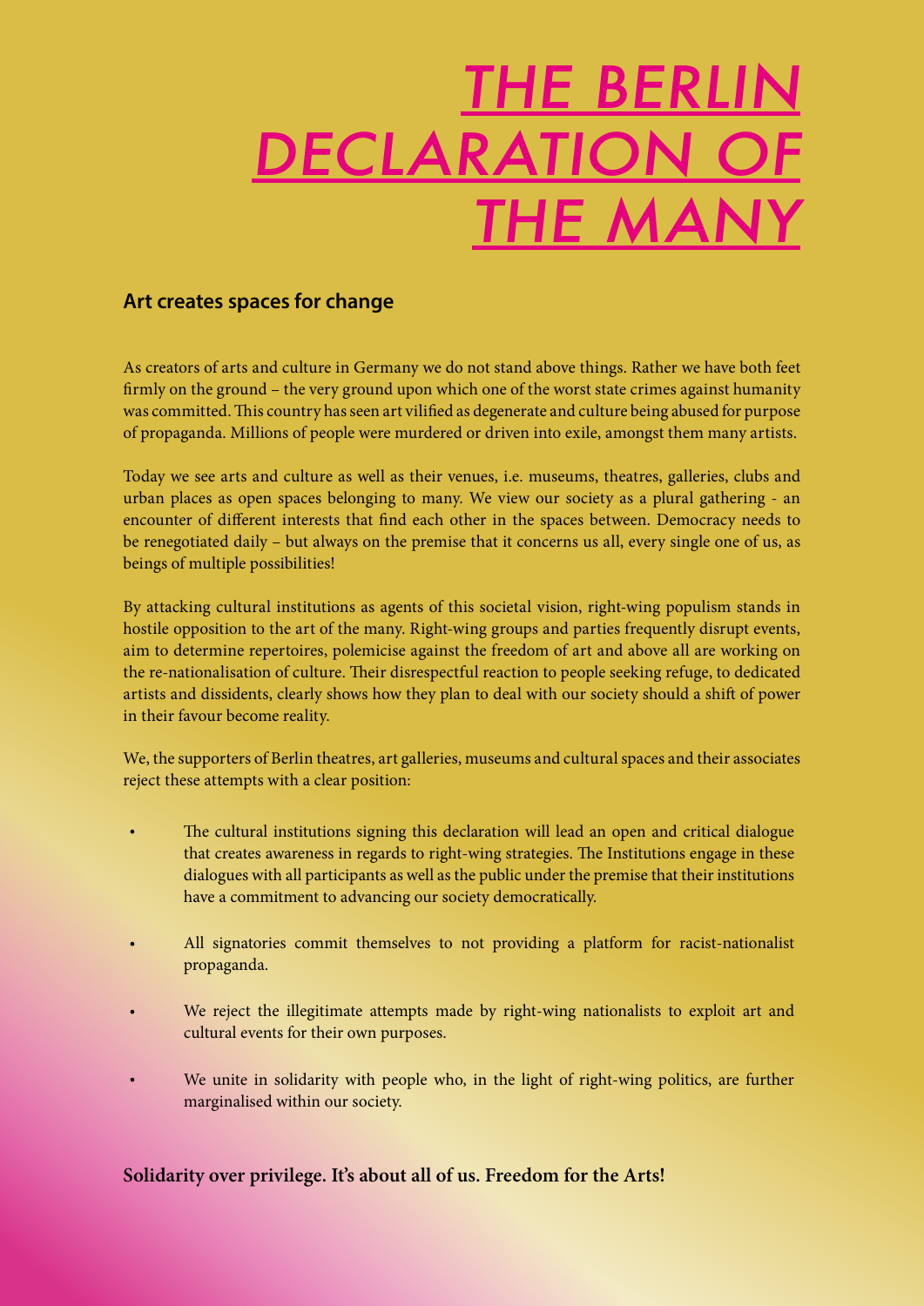# *THE BERLIN DECLARATION OF THE MANY*

## Art creates spaces for change

As creators of arts and culture in Germany we do not stand above things. Rather we have both feet firmly on the ground – the very ground upon which one of the worst state crimes against humanity was committed. This country has seen art vilified as degenerate and culture being abused for purpose of propaganda. Millions of people were murdered or driven into exile, amongst them many artists.

Today we see arts and culture as well as their venues, i.e. museums, theatres, galleries, clubs and urban places as open spaces belonging to many. We view our society as a plural gathering - an encounter of different interests that find each other in the spaces between. Democracy needs to be renegotiated daily – but always on the premise that it concerns us all, every single one of us, as beings of multiple possibilities!

By attacking cultural institutions as agents of this societal vision, right-wing populism stands in hostile opposition to the art of the many. Right-wing groups and parties frequently disrupt events, aim to determine repertoires, polemicise against the freedom of art and above all are working on the re-nationalisation of culture. Their disrespectful reaction to people seeking refuge, to dedicated artists and dissidents, clearly shows how they plan to deal with our society should a shift of power in their favour become reality.

We, the supporters of Berlin theatres, art galleries, museums and cultural spaces and their associates reject these attempts with a clear position:

- The cultural institutions signing this declaration will lead an open and critical dialogue that creates awareness in regards to right-wing strategies. The Institutions engage in these dialogues with all participants as well as the public under the premise that their institutions have a commitment to advancing our society democratically.
- All signatories commit themselves to not providing a platform for racist-nationalist propaganda.
- We reject the illegitimate attempts made by right-wing nationalists to exploit art and cultural events for their own purposes.
- We unite in solidarity with people who, in the light of right-wing politics, are further marginalised within our society.

**Solidarity over privilege. It's about all of us. Freedom for the Arts!**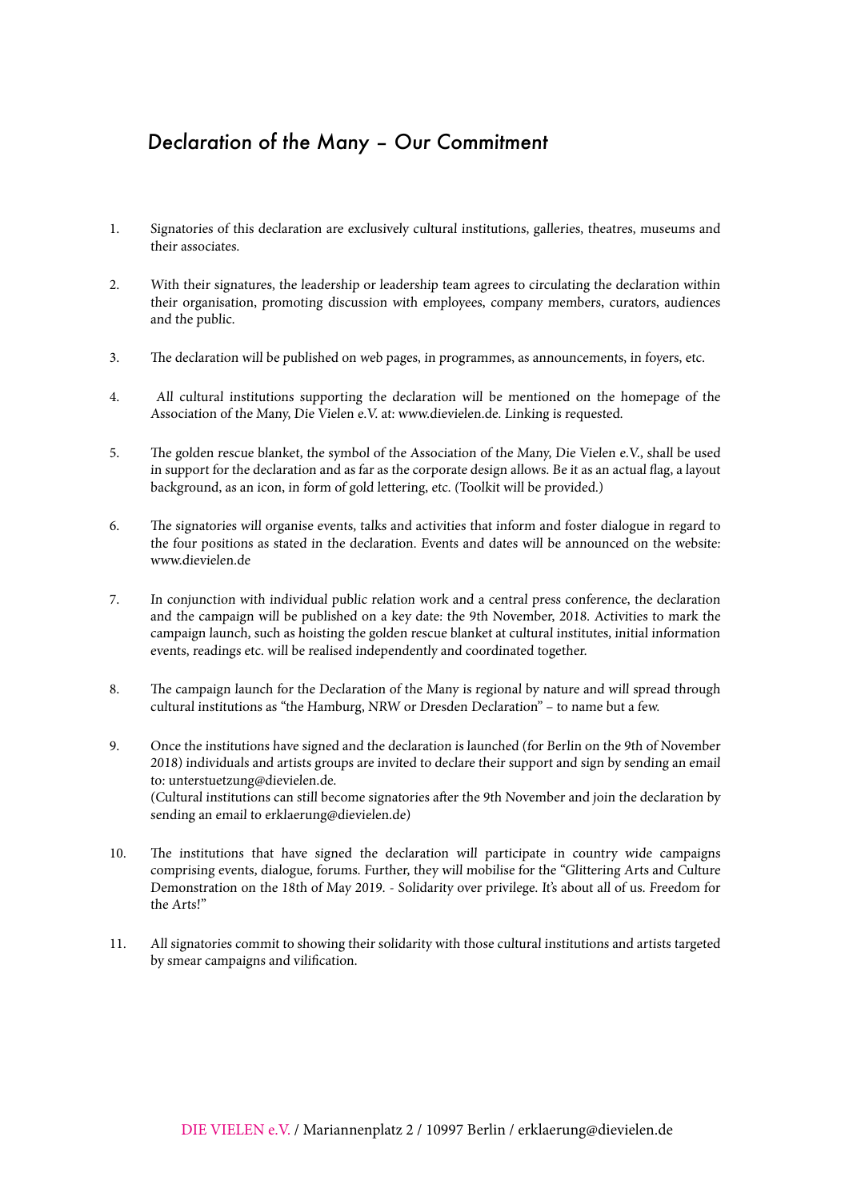# Declaration of the Many – Our Commitment

1. Signatories of this declaration are exclusively cultural institutions, galleries, theatres, museums and their associates.

2. With their signatures, the leadership or leadership team agrees to circulating the declaration within their organisation, promoting discussion with employees, company members, curators, audiences and the public.

3. The declaration will be published on web pages, in programmes, as announcements, in foyers, etc.

4. All cultural institutions supporting the declaration will be mentioned on the homepage of the Association of the Many, Die Vielen e.V. at: www.dievielen.de. Linking is requested.

5. The golden rescue blanket, the symbol of the Association of the Many, Die Vielen e.V., shall be used in support for the declaration and as far as the corporate design allows. Be it as an actual flag, a layout background, as an icon, in form of gold lettering, etc. (Toolkit will be provided.)

6. The signatories will organise events, talks and activities that inform and foster dialogue in regard to the four positions as stated in the declaration. Events and dates will be announced on the website: www.dievielen.de

7. In conjunction with individual public relation work and a central press conference, the declaration and the campaign will be published on a key date: the 9th November, 2018. Activities to mark the campaign launch, such as hoisting the golden rescue blanket at cultural institutes, initial information events, readings etc. will be realised independently and coordinated together.

8. The campaign launch for the Declaration of the Many is regional by nature and will spread through cultural institutions as "the Hamburg, NRW or Dresden Declaration" – to name but a few.

9. Once the institutions have signed and the declaration is launched (for Berlin on the 9th of November 2018) individuals and artists groups are invited to declare their support and sign by sending an email to: unterstuetzung@dievielen.de.
(Cultural institutions can still become signatories after the 9th November and join the declaration by sending an email to erklaerung@dievielen.de)

10. The institutions that have signed the declaration will participate in country wide campaigns comprising events, dialogue, forums. Further, they will mobilise for the "Glittering Arts and Culture Demonstration on the 18th of May 2019. - Solidarity over privilege. It's about all of us. Freedom for the Arts!"

11. All signatories commit to showing their solidarity with those cultural institutions and artists targeted by smear campaigns and vilification.

DIE VIELEN e.V. / Mariannenplatz 2 / 10997 Berlin / erklaerung@dievielen.de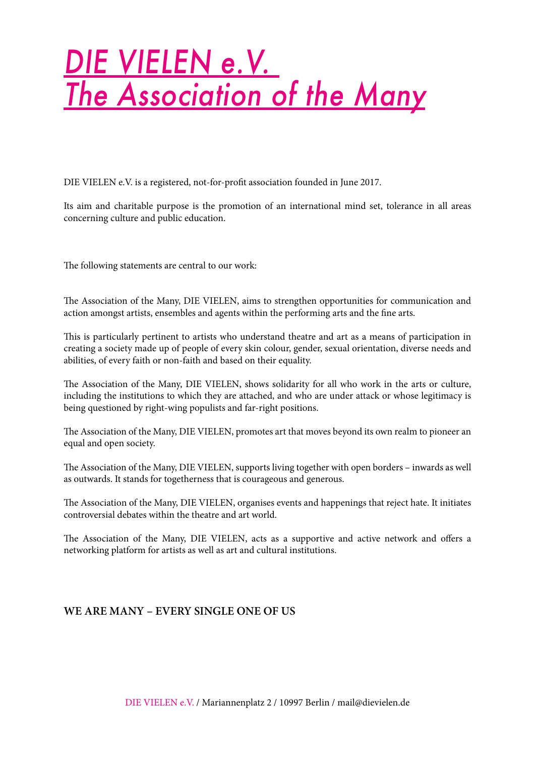# *DIE VIELEN e.V.*
# *The Association of the Many*

DIE VIELEN e.V. is a registered, not-for-profit association founded in June 2017.

Its aim and charitable purpose is the promotion of an international mind set, tolerance in all areas concerning culture and public education.

The following statements are central to our work:

The Association of the Many, DIE VIELEN, aims to strengthen opportunities for communication and action amongst artists, ensembles and agents within the performing arts and the fine arts.

This is particularly pertinent to artists who understand theatre and art as a means of participation in creating a society made up of people of every skin colour, gender, sexual orientation, diverse needs and abilities, of every faith or non-faith and based on their equality.

The Association of the Many, DIE VIELEN, shows solidarity for all who work in the arts or culture, including the institutions to which they are attached, and who are under attack or whose legitimacy is being questioned by right-wing populists and far-right positions.

The Association of the Many, DIE VIELEN, promotes art that moves beyond its own realm to pioneer an equal and open society.

The Association of the Many, DIE VIELEN, supports living together with open borders – inwards as well as outwards. It stands for togetherness that is courageous and generous.

The Association of the Many, DIE VIELEN, organises events and happenings that reject hate. It initiates controversial debates within the theatre and art world.

The Association of the Many, DIE VIELEN, acts as a supportive and active network and offers a networking platform for artists as well as art and cultural institutions.

**WE ARE MANY – EVERY SINGLE ONE OF US**

DIE VIELEN e.V. / Mariannenplatz 2 / 10997 Berlin / mail@dievielen.de